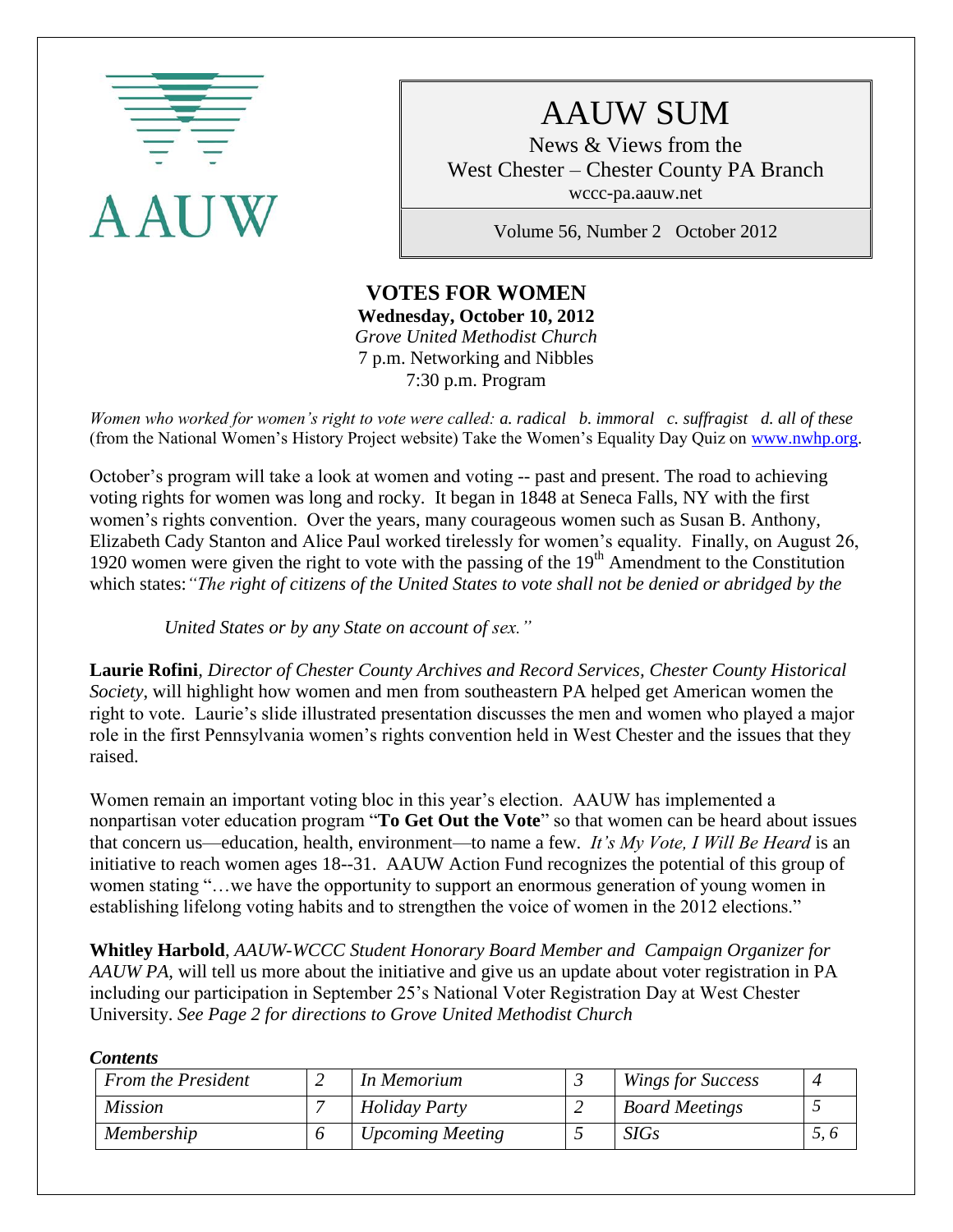AAUW

# AAUW SUM

News & Views from the
West Chester – Chester County PA Branch
wccc-pa.aauw.net

Volume 56, Number 2 October 2012

## VOTES FOR WOMEN

**Wednesday, October 10, 2012**
*Grove United Methodist Church*
7 p.m. Networking and Nibbles
7:30 p.m. Program

*Women who worked for women's right to vote were called: a. radical b. immoral c. suffragist d. all of these* (from the National Women's History Project website) Take the Women's Equality Day Quiz on www.nwhp.org.

October's program will take a look at women and voting -- past and present. The road to achieving voting rights for women was long and rocky. It began in 1848 at Seneca Falls, NY with the first women's rights convention. Over the years, many courageous women such as Susan B. Anthony, Elizabeth Cady Stanton and Alice Paul worked tirelessly for women's equality. Finally, on August 26, 1920 women were given the right to vote with the passing of the 19th Amendment to the Constitution which states: *"The right of citizens of the United States to vote shall not be denied or abridged by the United States or by any State on account of sex."*

**Laurie Rofini**, *Director of Chester County Archives and Record Services, Chester County Historical Society*, will highlight how women and men from southeastern PA helped get American women the right to vote. Laurie's slide illustrated presentation discusses the men and women who played a major role in the first Pennsylvania women's rights convention held in West Chester and the issues that they raised.

Women remain an important voting bloc in this year's election. AAUW has implemented a nonpartisan voter education program "**To Get Out the Vote**" so that women can be heard about issues that concern us—education, health, environment—to name a few. *It's My Vote, I Will Be Heard* is an initiative to reach women ages 18--31. AAUW Action Fund recognizes the potential of this group of women stating "…we have the opportunity to support an enormous generation of young women in establishing lifelong voting habits and to strengthen the voice of women in the 2012 elections."

**Whitley Harbold**, *AAUW-WCCC Student Honorary Board Member and Campaign Organizer for AAUW PA*, will tell us more about the initiative and give us an update about voter registration in PA including our participation in September 25's National Voter Registration Day at West Chester University. *See Page 2 for directions to Grove United Methodist Church*

***Contents***

| | | | | | |
|---|---|---|---|---|---|
| *From the President* | *2* | *In Memorium* | *3* | *Wings for Success* | *4* |
| *Mission* | *7* | *Holiday Party* | *2* | *Board Meetings* | *5* |
| *Membership* | *6* | *Upcoming Meeting* | *5* | *SIGs* | *5, 6* |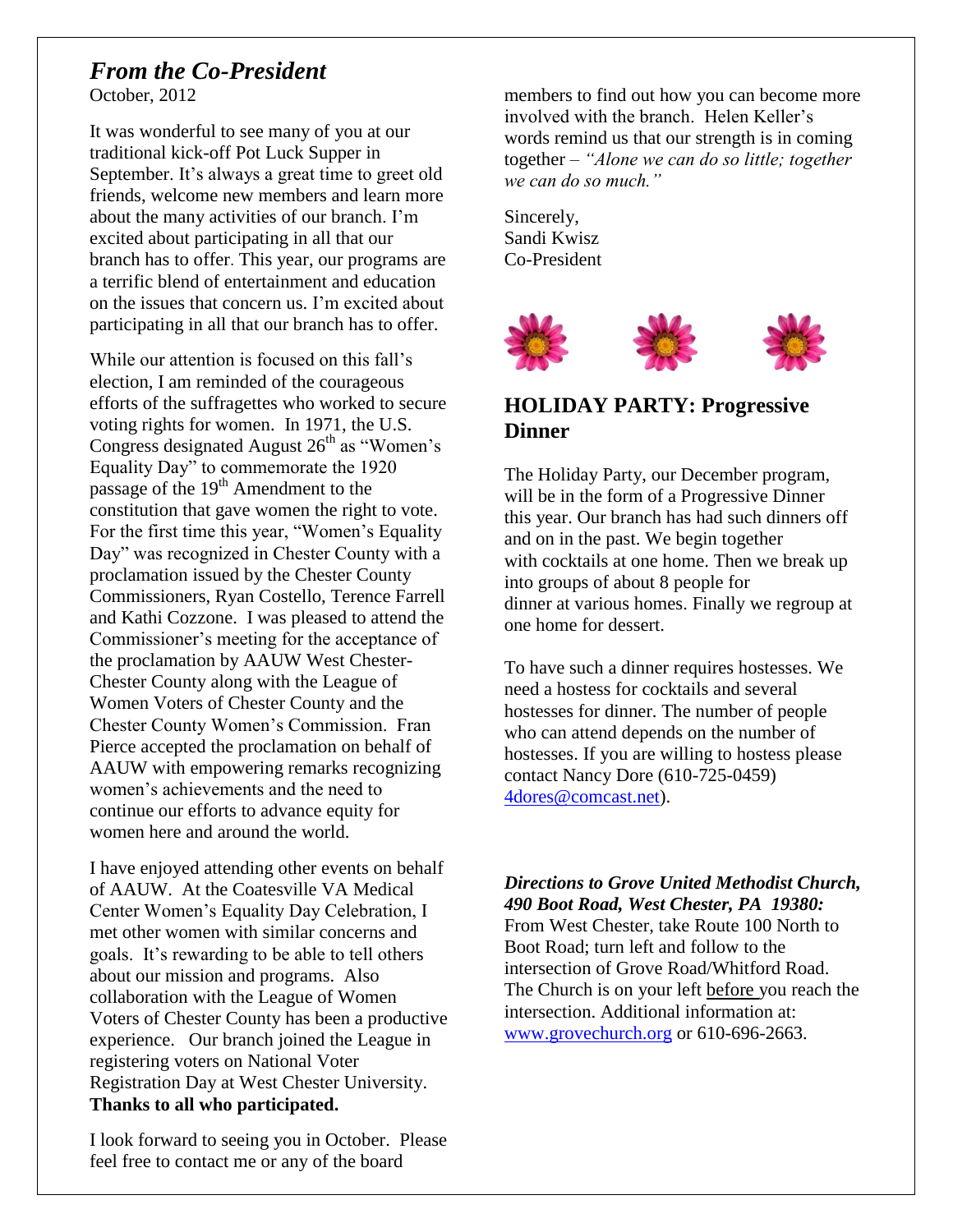## *From the Co-President*

October, 2012

It was wonderful to see many of you at our traditional kick-off Pot Luck Supper in September. It's always a great time to greet old friends, welcome new members and learn more about the many activities of our branch. I'm excited about participating in all that our branch has to offer. This year, our programs are a terrific blend of entertainment and education on the issues that concern us. I'm excited about participating in all that our branch has to offer.

While our attention is focused on this fall's election, I am reminded of the courageous efforts of the suffragettes who worked to secure voting rights for women. In 1971, the U.S. Congress designated August 26th as "Women's Equality Day" to commemorate the 1920 passage of the 19th Amendment to the constitution that gave women the right to vote. For the first time this year, "Women's Equality Day" was recognized in Chester County with a proclamation issued by the Chester County Commissioners, Ryan Costello, Terence Farrell and Kathi Cozzone. I was pleased to attend the Commissioner's meeting for the acceptance of the proclamation by AAUW West Chester-Chester County along with the League of Women Voters of Chester County and the Chester County Women's Commission. Fran Pierce accepted the proclamation on behalf of AAUW with empowering remarks recognizing women's achievements and the need to continue our efforts to advance equity for women here and around the world.

I have enjoyed attending other events on behalf of AAUW. At the Coatesville VA Medical Center Women's Equality Day Celebration, I met other women with similar concerns and goals. It's rewarding to be able to tell others about our mission and programs. Also collaboration with the League of Women Voters of Chester County has been a productive experience. Our branch joined the League in registering voters on National Voter Registration Day at West Chester University. **Thanks to all who participated.**

I look forward to seeing you in October. Please feel free to contact me or any of the board members to find out how you can become more involved with the branch. Helen Keller's words remind us that our strength is in coming together – *"Alone we can do so little; together we can do so much."*

Sincerely,
Sandi Kwisz
Co-President

## HOLIDAY PARTY: Progressive Dinner

The Holiday Party, our December program, will be in the form of a Progressive Dinner this year. Our branch has had such dinners off and on in the past. We begin together with cocktails at one home. Then we break up into groups of about 8 people for dinner at various homes. Finally we regroup at one home for dessert.

To have such a dinner requires hostesses. We need a hostess for cocktails and several hostesses for dinner. The number of people who can attend depends on the number of hostesses. If you are willing to hostess please contact Nancy Dore (610-725-0459) 4dores@comcast.net).

***Directions to Grove United Methodist Church, 490 Boot Road, West Chester, PA 19380:***
From West Chester, take Route 100 North to Boot Road; turn left and follow to the intersection of Grove Road/Whitford Road. The Church is on your left before you reach the intersection. Additional information at: www.grovechurch.org or 610-696-2663.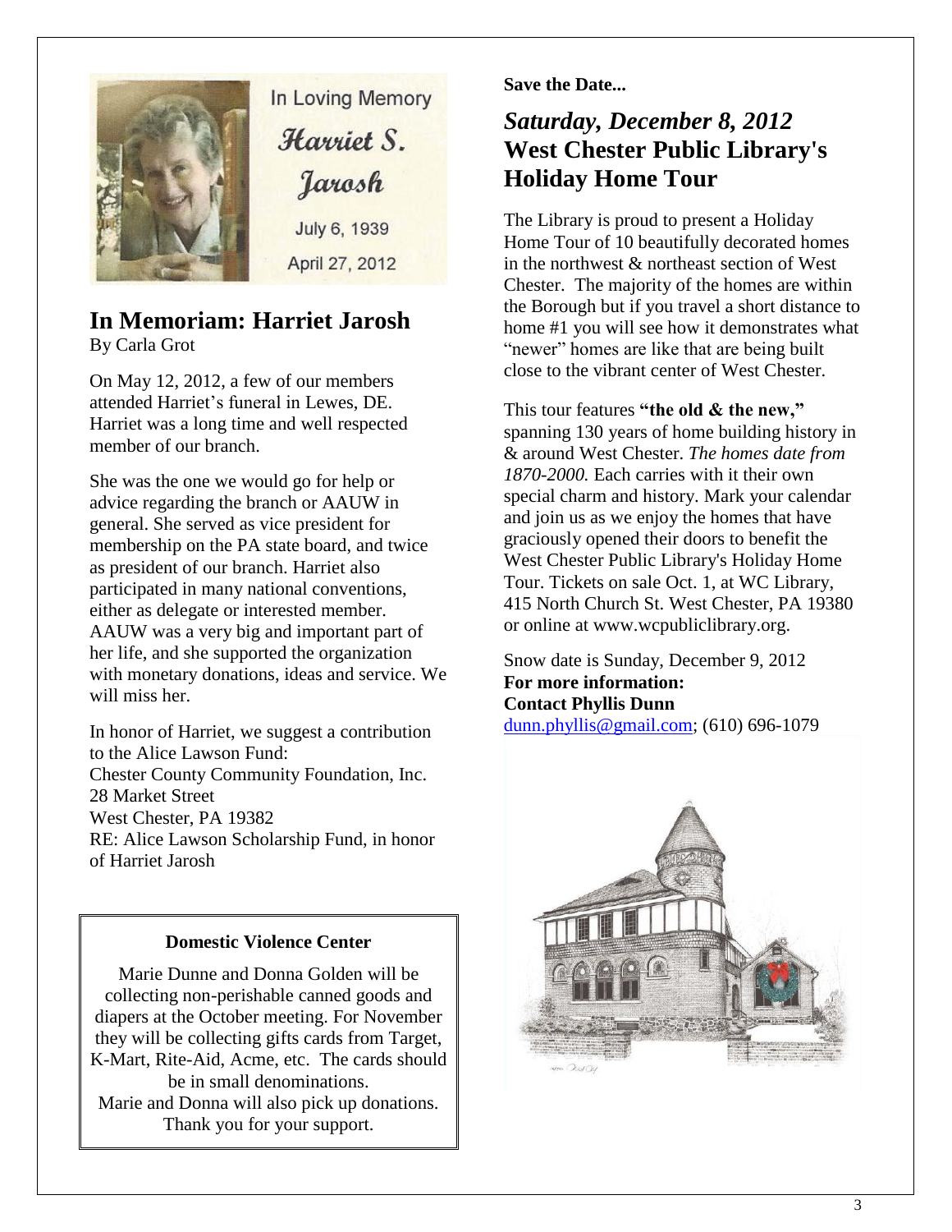In Loving Memory

Harriet S. Jarosh

July 6, 1939

April 27, 2012

## In Memoriam: Harriet Jarosh

By Carla Grot

On May 12, 2012, a few of our members attended Harriet's funeral in Lewes, DE. Harriet was a long time and well respected member of our branch.

She was the one we would go for help or advice regarding the branch or AAUW in general. She served as vice president for membership on the PA state board, and twice as president of our branch. Harriet also participated in many national conventions, either as delegate or interested member. AAUW was a very big and important part of her life, and she supported the organization with monetary donations, ideas and service. We will miss her.

In honor of Harriet, we suggest a contribution to the Alice Lawson Fund:
Chester County Community Foundation, Inc.
28 Market Street
West Chester, PA 19382
RE: Alice Lawson Scholarship Fund, in honor of Harriet Jarosh

**Domestic Violence Center**

Marie Dunne and Donna Golden will be collecting non-perishable canned goods and diapers at the October meeting. For November they will be collecting gifts cards from Target, K-Mart, Rite-Aid, Acme, etc. The cards should be in small denominations.
Marie and Donna will also pick up donations. Thank you for your support.

**Save the Date...**

## *Saturday, December 8, 2012* West Chester Public Library's Holiday Home Tour

The Library is proud to present a Holiday Home Tour of 10 beautifully decorated homes in the northwest & northeast section of West Chester. The majority of the homes are within the Borough but if you travel a short distance to home #1 you will see how it demonstrates what "newer" homes are like that are being built close to the vibrant center of West Chester.

This tour features **"the old & the new,"** spanning 130 years of home building history in & around West Chester. *The homes date from 1870-2000.* Each carries with it their own special charm and history. Mark your calendar and join us as we enjoy the homes that have graciously opened their doors to benefit the West Chester Public Library's Holiday Home Tour. Tickets on sale Oct. 1, at WC Library, 415 North Church St. West Chester, PA 19380 or online at www.wcpubliclibrary.org.

Snow date is Sunday, December 9, 2012
**For more information:**
**Contact Phyllis Dunn**
dunn.phyllis@gmail.com; (610) 696-1079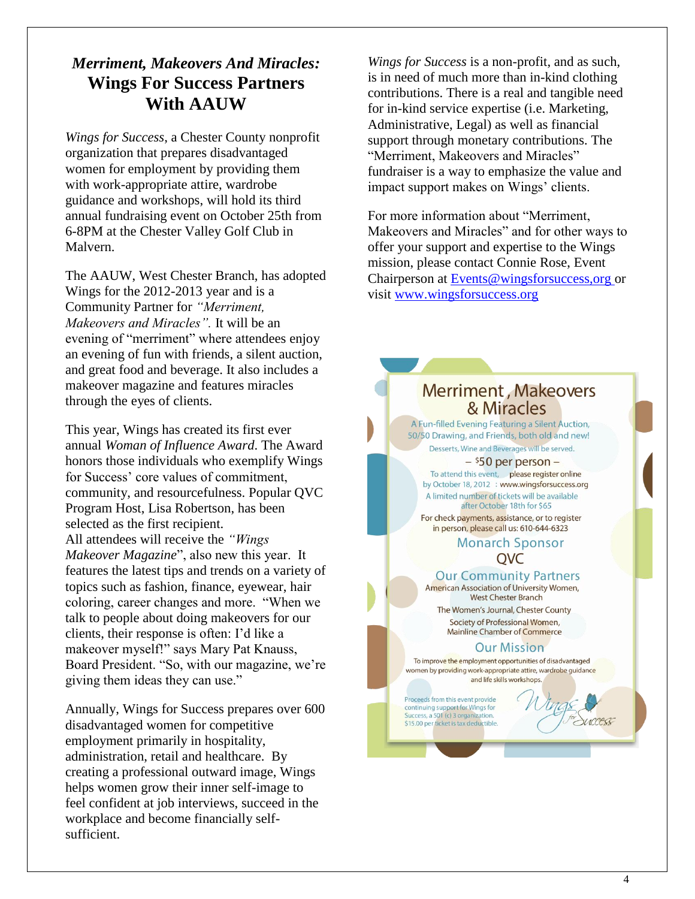## *Merriment, Makeovers And Miracles:* Wings For Success Partners With AAUW

*Wings for Success*, a Chester County nonprofit organization that prepares disadvantaged women for employment by providing them with work-appropriate attire, wardrobe guidance and workshops, will hold its third annual fundraising event on October 25th from 6-8PM at the Chester Valley Golf Club in Malvern.

The AAUW, West Chester Branch, has adopted Wings for the 2012-2013 year and is a Community Partner for *"Merriment, Makeovers and Miracles".* It will be an evening of "merriment" where attendees enjoy an evening of fun with friends, a silent auction, and great food and beverage. It also includes a makeover magazine and features miracles through the eyes of clients.

This year, Wings has created its first ever annual *Woman of Influence Award*. The Award honors those individuals who exemplify Wings for Success' core values of commitment, community, and resourcefulness. Popular QVC Program Host, Lisa Robertson, has been selected as the first recipient.
All attendees will receive the *"Wings Makeover Magazine*", also new this year. It features the latest tips and trends on a variety of topics such as fashion, finance, eyewear, hair coloring, career changes and more. "When we talk to people about doing makeovers for our clients, their response is often: I'd like a makeover myself!" says Mary Pat Knauss, Board President. "So, with our magazine, we're giving them ideas they can use."

Annually, Wings for Success prepares over 600 disadvantaged women for competitive employment primarily in hospitality, administration, retail and healthcare. By creating a professional outward image, Wings helps women grow their inner self-image to feel confident at job interviews, succeed in the workplace and become financially self-sufficient.

*Wings for Success* is a non-profit, and as such, is in need of much more than in-kind clothing contributions. There is a real and tangible need for in-kind service expertise (i.e. Marketing, Administrative, Legal) as well as financial support through monetary contributions. The "Merriment, Makeovers and Miracles" fundraiser is a way to emphasize the value and impact support makes on Wings' clients.

For more information about "Merriment, Makeovers and Miracles" and for other ways to offer your support and expertise to the Wings mission, please contact Connie Rose, Event Chairperson at Events@wingsforsuccess,org or visit www.wingsforsuccess.org

### Merriment, Makeovers & Miracles

A Fun-filled Evening Featuring a Silent Auction, 50/50 Drawing, and Friends, both old and new!

Desserts, Wine and Beverages will be served.

– $50 per person –

To attend this event, please register online by October 18, 2012 : www.wingsforsuccess.org

A limited number of tickets will be available after October 18th for $65

For check payments, assistance, or to register in person, please call us: 610-644-6323

**Monarch Sponsor**

QVC

**Our Community Partners**

American Association of University Women, West Chester Branch

The Women's Journal, Chester County

Society of Professional Women, Mainline Chamber of Commerce

**Our Mission**

To improve the employment opportunities of disadvantaged women by providing work-appropriate attire, wardrobe guidance and life skills workshops.

Proceeds from this event provide continuing support for Wings for Success, a 501 (c) 3 organization. $15.00 per ticket is tax deductible.

Wings for Success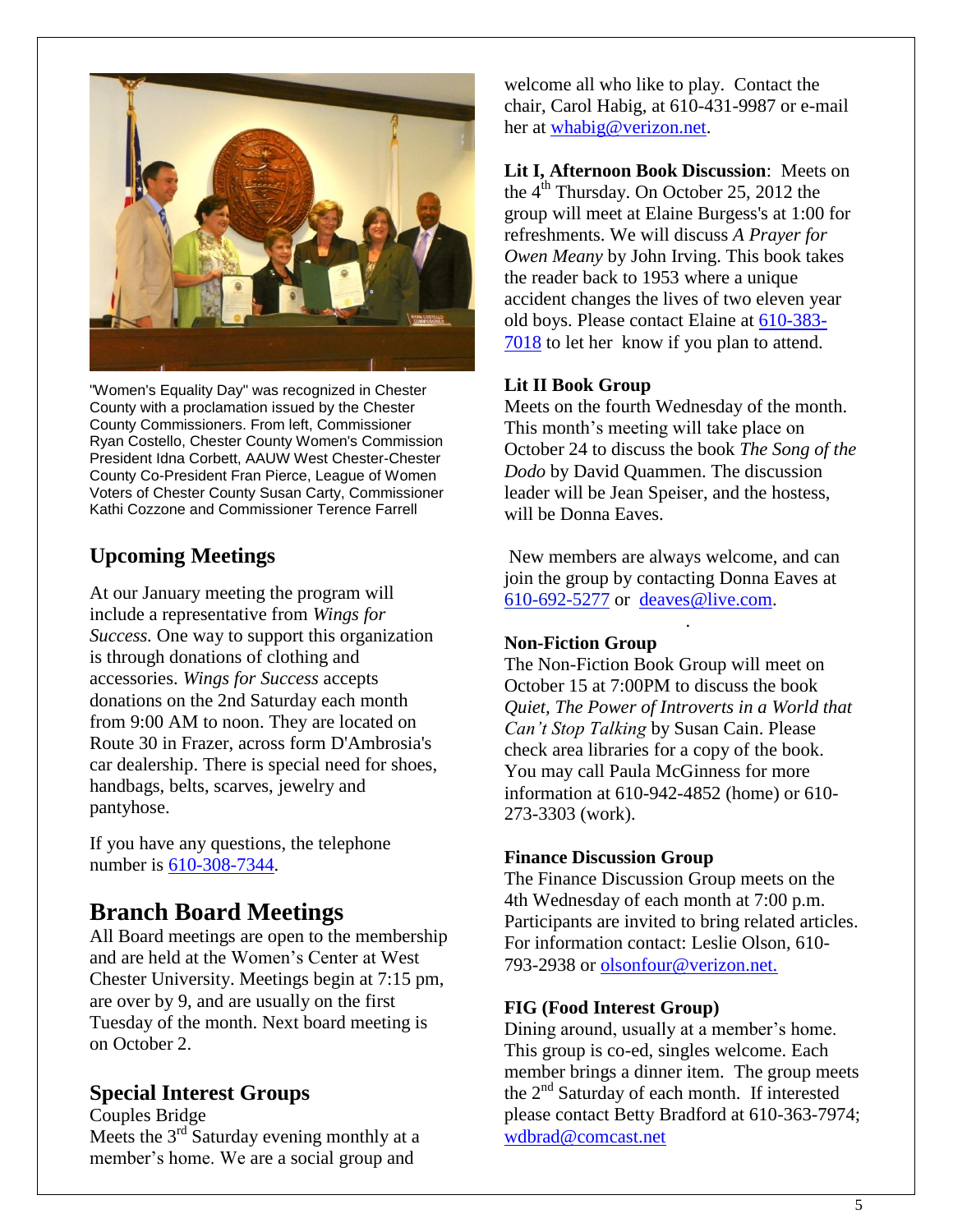"Women's Equality Day" was recognized in Chester County with a proclamation issued by the Chester County Commissioners. From left, Commissioner Ryan Costello, Chester County Women's Commission President Idna Corbett, AAUW West Chester-Chester County Co-President Fran Pierce, League of Women Voters of Chester County Susan Carty, Commissioner Kathi Cozzone and Commissioner Terence Farrell

## Upcoming Meetings

At our January meeting the program will include a representative from *Wings for Success.* One way to support this organization is through donations of clothing and accessories. *Wings for Success* accepts donations on the 2nd Saturday each month from 9:00 AM to noon. They are located on Route 30 in Frazer, across form D'Ambrosia's car dealership. There is special need for shoes, handbags, belts, scarves, jewelry and pantyhose.

If you have any questions, the telephone number is 610-308-7344.

## Branch Board Meetings

All Board meetings are open to the membership and are held at the Women's Center at West Chester University. Meetings begin at 7:15 pm, are over by 9, and are usually on the first Tuesday of the month. Next board meeting is on October 2.

## Special Interest Groups

Couples Bridge
Meets the 3rd Saturday evening monthly at a member's home. We are a social group and welcome all who like to play. Contact the chair, Carol Habig, at 610-431-9987 or e-mail her at whabig@verizon.net.

**Lit I, Afternoon Book Discussion**: Meets on the 4th Thursday. On October 25, 2012 the group will meet at Elaine Burgess's at 1:00 for refreshments. We will discuss *A Prayer for Owen Meany* by John Irving. This book takes the reader back to 1953 where a unique accident changes the lives of two eleven year old boys. Please contact Elaine at 610-383-7018 to let her know if you plan to attend.

**Lit II Book Group**
Meets on the fourth Wednesday of the month. This month's meeting will take place on October 24 to discuss the book *The Song of the Dodo* by David Quammen. The discussion leader will be Jean Speiser, and the hostess, will be Donna Eaves.

New members are always welcome, and can join the group by contacting Donna Eaves at 610-692-5277 or deaves@live.com.

**Non-Fiction Group**
The Non-Fiction Book Group will meet on October 15 at 7:00PM to discuss the book *Quiet, The Power of Introverts in a World that Can't Stop Talking* by Susan Cain. Please check area libraries for a copy of the book. You may call Paula McGinness for more information at 610-942-4852 (home) or 610-273-3303 (work).

**Finance Discussion Group**
The Finance Discussion Group meets on the 4th Wednesday of each month at 7:00 p.m. Participants are invited to bring related articles. For information contact: Leslie Olson, 610-793-2938 or olsonfour@verizon.net.

**FIG (Food Interest Group)**
Dining around, usually at a member's home. This group is co-ed, singles welcome. Each member brings a dinner item. The group meets the 2nd Saturday of each month. If interested please contact Betty Bradford at 610-363-7974; wdbrad@comcast.net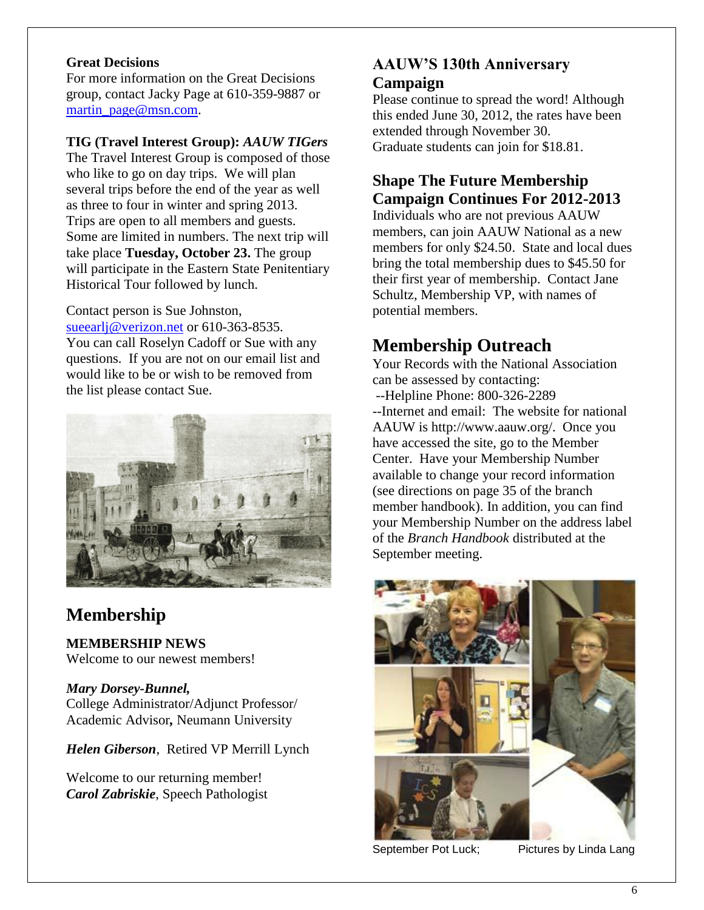**Great Decisions**
For more information on the Great Decisions group, contact Jacky Page at 610-359-9887 or martin_page@msn.com.

**TIG (Travel Interest Group):** ***AAUW TIGers***
The Travel Interest Group is composed of those who like to go on day trips. We will plan several trips before the end of the year as well as three to four in winter and spring 2013. Trips are open to all members and guests. Some are limited in numbers. The next trip will take place **Tuesday, October 23.** The group will participate in the Eastern State Penitentiary Historical Tour followed by lunch.

Contact person is Sue Johnston, sueearlj@verizon.net or 610-363-8535. You can call Roselyn Cadoff or Sue with any questions. If you are not on our email list and would like to be or wish to be removed from the list please contact Sue.

# Membership

**MEMBERSHIP NEWS**
Welcome to our newest members!

***Mary Dorsey-Bunnel,***
College Administrator/Adjunct Professor/ Academic Advisor**,** Neumann University

***Helen Giberson***, Retired VP Merrill Lynch

Welcome to our returning member!
***Carol Zabriskie***, Speech Pathologist

## AAUW'S 130th Anniversary Campaign

Please continue to spread the word! Although this ended June 30, 2012, the rates have been extended through November 30.
Graduate students can join for $18.81.

## Shape The Future Membership Campaign Continues For 2012-2013

Individuals who are not previous AAUW members, can join AAUW National as a new members for only $24.50. State and local dues bring the total membership dues to $45.50 for their first year of membership. Contact Jane Schultz, Membership VP, with names of potential members.

# Membership Outreach

Your Records with the National Association can be assessed by contacting:
--Helpline Phone: 800-326-2289
--Internet and email: The website for national AAUW is http://www.aauw.org/. Once you have accessed the site, go to the Member Center. Have your Membership Number available to change your record information (see directions on page 35 of the branch member handbook). In addition, you can find your Membership Number on the address label of the *Branch Handbook* distributed at the September meeting.

September Pot Luck; Pictures by Linda Lang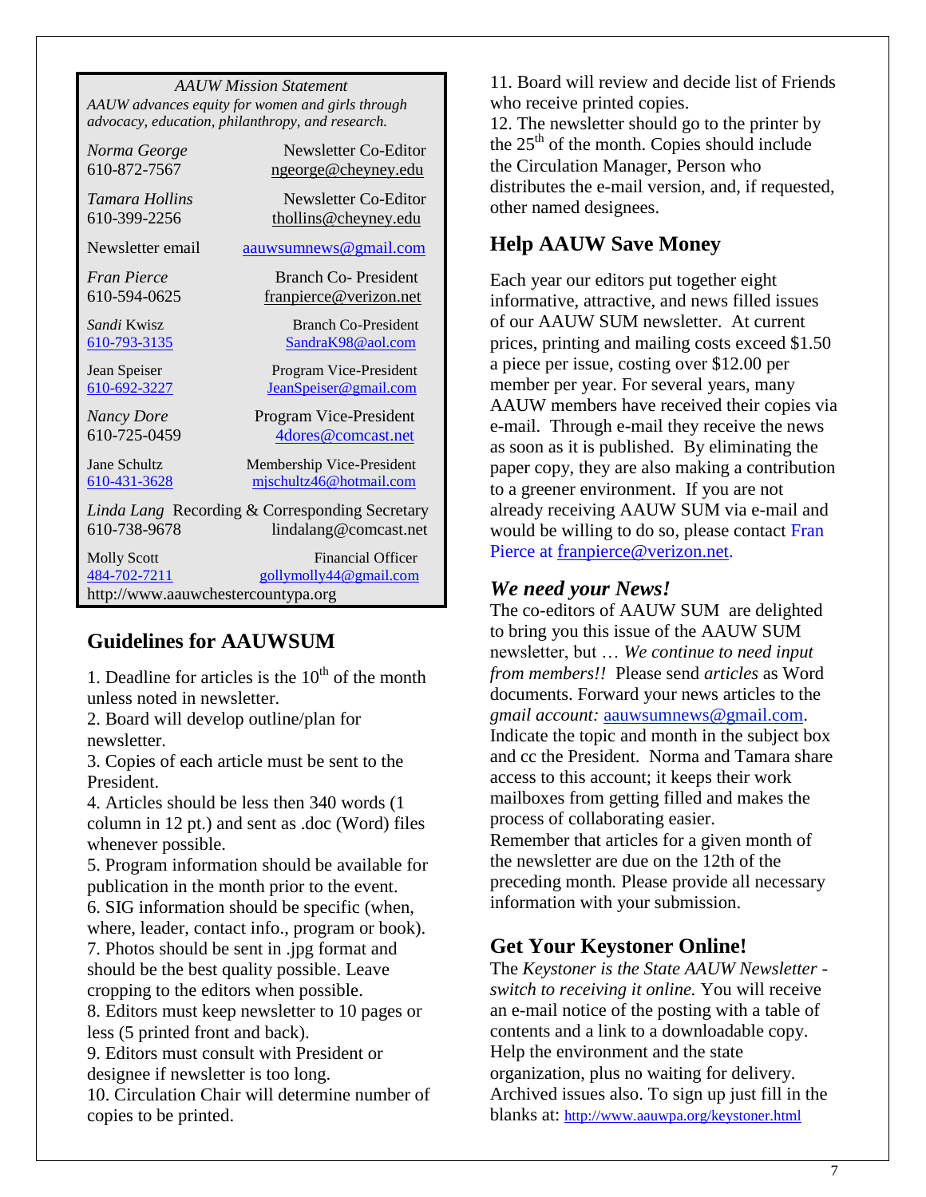*AAUW Mission Statement*

*AAUW advances equity for women and girls through advocacy, education, philanthropy, and research.*

*Norma George* Newsletter Co-Editor
610-872-7567 ngeorge@cheyney.edu

*Tamara Hollins* Newsletter Co-Editor
610-399-2256 thollins@cheyney.edu

Newsletter email aauwsumnews@gmail.com

*Fran Pierce* Branch Co- President
610-594-0625 franpierce@verizon.net

*Sandi* Kwisz Branch Co-President
610-793-3135 SandraK98@aol.com

Jean Speiser Program Vice-President
610-692-3227 JeanSpeiser@gmail.com

*Nancy Dore* Program Vice-President
610-725-0459 4dores@comcast.net

Jane Schultz Membership Vice-President
610-431-3628 mjschultz46@hotmail.com

*Linda Lang* Recording & Corresponding Secretary
610-738-9678 lindalang@comcast.net

Molly Scott Financial Officer
484-702-7211 gollymolly44@gmail.com

http://www.aauwchestercountypa.org

## Guidelines for AAUWSUM

1. Deadline for articles is the 10th of the month unless noted in newsletter.
2. Board will develop outline/plan for newsletter.
3. Copies of each article must be sent to the President.
4. Articles should be less then 340 words (1 column in 12 pt.) and sent as .doc (Word) files whenever possible.
5. Program information should be available for publication in the month prior to the event.
6. SIG information should be specific (when, where, leader, contact info., program or book).
7. Photos should be sent in .jpg format and should be the best quality possible. Leave cropping to the editors when possible.
8. Editors must keep newsletter to 10 pages or less (5 printed front and back).
9. Editors must consult with President or designee if newsletter is too long.
10. Circulation Chair will determine number of copies to be printed.
11. Board will review and decide list of Friends who receive printed copies.
12. The newsletter should go to the printer by the 25th of the month. Copies should include the Circulation Manager, Person who distributes the e-mail version, and, if requested, other named designees.

## Help AAUW Save Money

Each year our editors put together eight informative, attractive, and news filled issues of our AAUW SUM newsletter. At current prices, printing and mailing costs exceed $1.50 a piece per issue, costing over $12.00 per member per year. For several years, many AAUW members have received their copies via e-mail. Through e-mail they receive the news as soon as it is published. By eliminating the paper copy, they are also making a contribution to a greener environment. If you are not already receiving AAUW SUM via e-mail and would be willing to do so, please contact Fran Pierce at franpierce@verizon.net.

### *We need your News!*

The co-editors of AAUW SUM are delighted to bring you this issue of the AAUW SUM newsletter, but … *We continue to need input from members!!* Please send *articles* as Word documents. Forward your news articles to the *gmail account:* aauwsumnews@gmail.com. Indicate the topic and month in the subject box and cc the President. Norma and Tamara share access to this account; it keeps their work mailboxes from getting filled and makes the process of collaborating easier.

Remember that articles for a given month of the newsletter are due on the 12th of the preceding month*.* Please provide all necessary information with your submission.

## Get Your Keystoner Online!

The *Keystoner is the State AAUW Newsletter - switch to receiving it online.* You will receive an e-mail notice of the posting with a table of contents and a link to a downloadable copy. Help the environment and the state organization, plus no waiting for delivery. Archived issues also. To sign up just fill in the blanks at: http://www.aauwpa.org/keystoner.html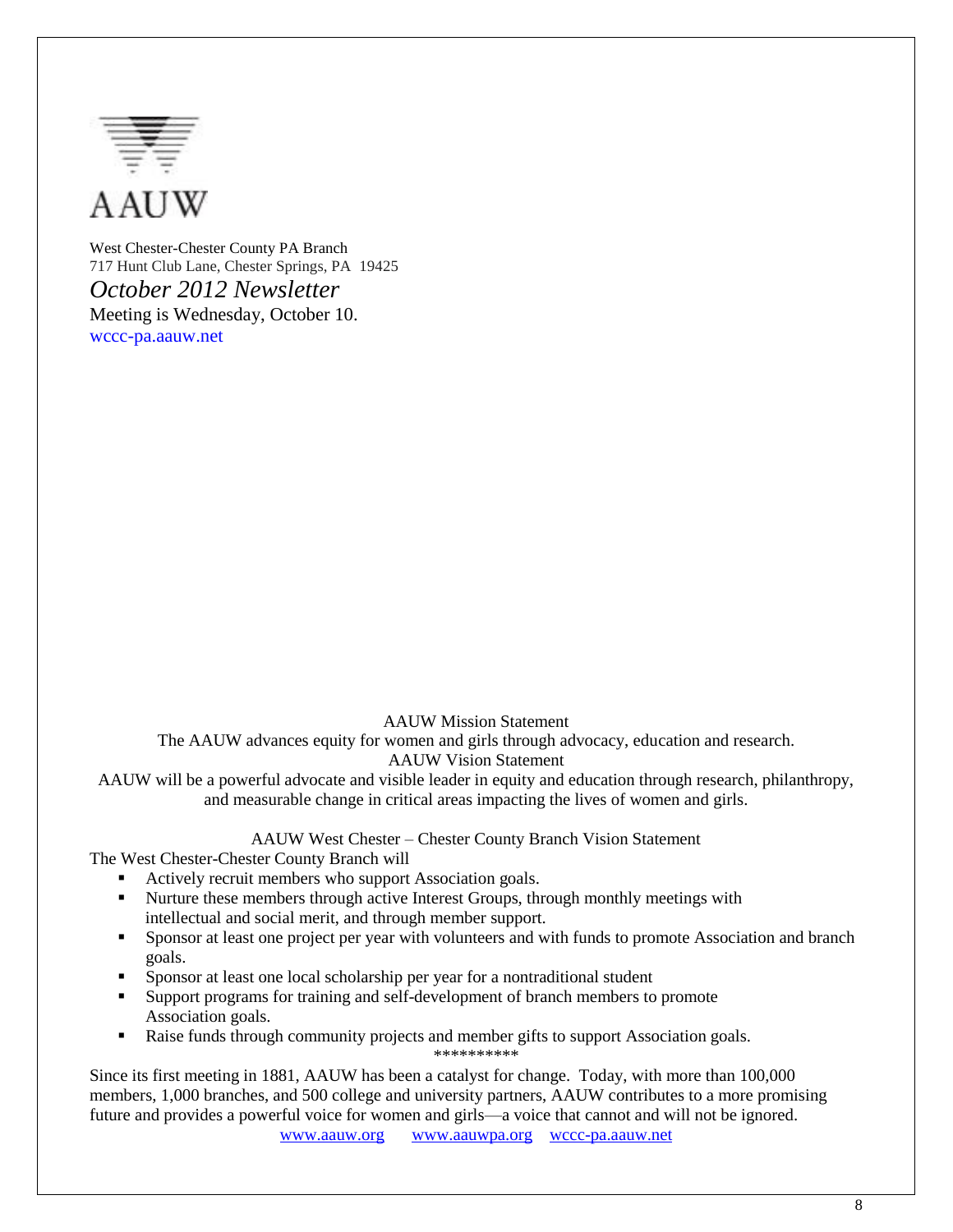AAUW

West Chester-Chester County PA Branch
717 Hunt Club Lane, Chester Springs, PA 19425

*October 2012 Newsletter*

Meeting is Wednesday, October 10.

wccc-pa.aauw.net

AAUW Mission Statement

The AAUW advances equity for women and girls through advocacy, education and research.

AAUW Vision Statement

AAUW will be a powerful advocate and visible leader in equity and education through research, philanthropy, and measurable change in critical areas impacting the lives of women and girls.

AAUW West Chester – Chester County Branch Vision Statement

The West Chester-Chester County Branch will

- Actively recruit members who support Association goals.
- Nurture these members through active Interest Groups, through monthly meetings with intellectual and social merit, and through member support.
- Sponsor at least one project per year with volunteers and with funds to promote Association and branch goals.
- Sponsor at least one local scholarship per year for a nontraditional student
- Support programs for training and self-development of branch members to promote Association goals.
- Raise funds through community projects and member gifts to support Association goals.

**********

Since its first meeting in 1881, AAUW has been a catalyst for change. Today, with more than 100,000 members, 1,000 branches, and 500 college and university partners, AAUW contributes to a more promising future and provides a powerful voice for women and girls—a voice that cannot and will not be ignored.

www.aauw.org www.aauwpa.org wccc-pa.aauw.net